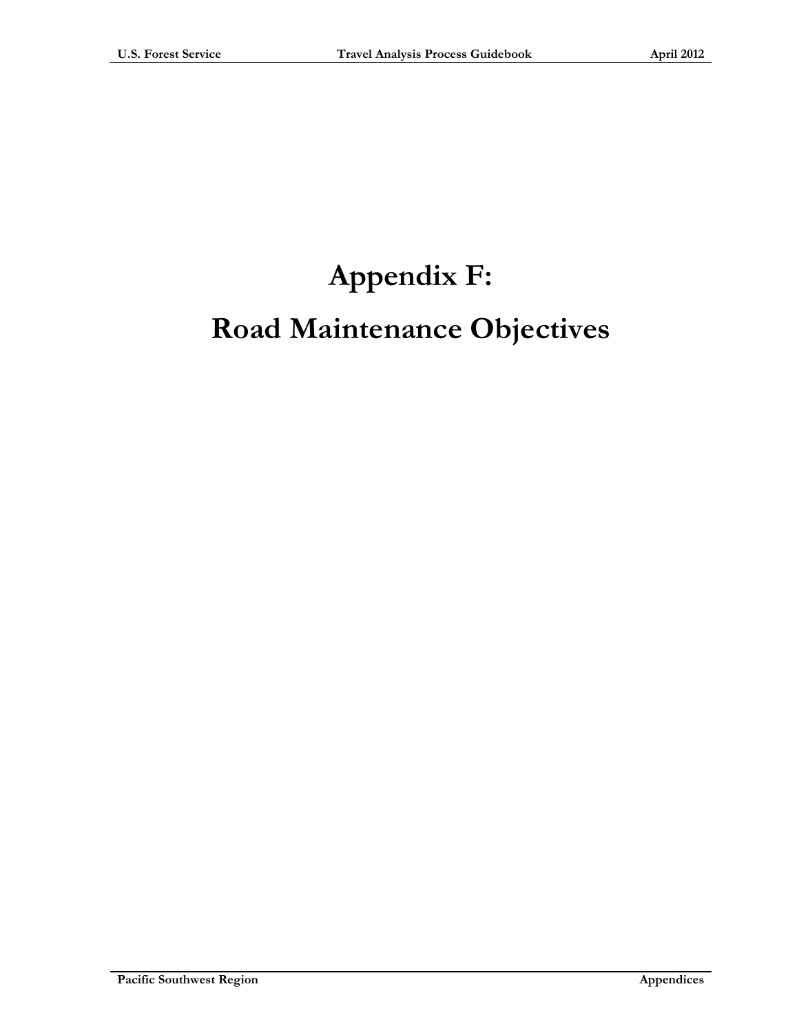# Appendix F:

# Road Maintenance Objectives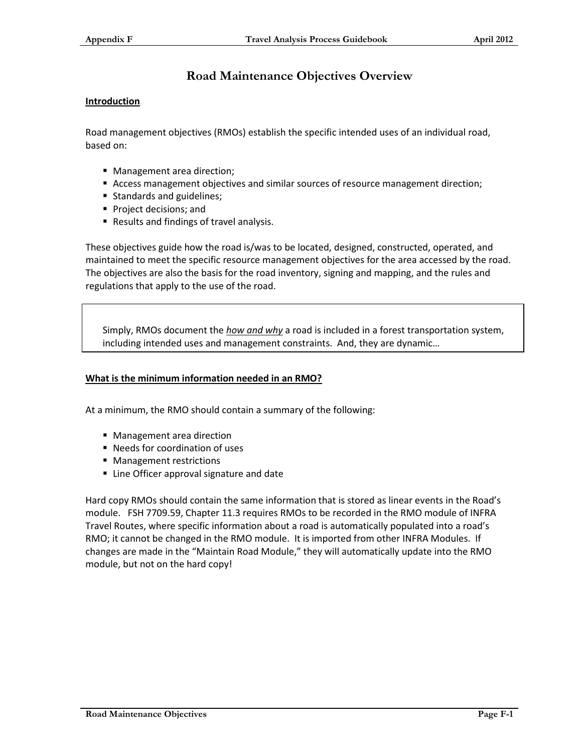# Road Maintenance Objectives Overview

**Introduction**

Road management objectives (RMOs) establish the specific intended uses of an individual road, based on:

- Management area direction;
- Access management objectives and similar sources of resource management direction;
- Standards and guidelines;
- Project decisions; and
- Results and findings of travel analysis.

These objectives guide how the road is/was to be located, designed, constructed, operated, and maintained to meet the specific resource management objectives for the area accessed by the road. The objectives are also the basis for the road inventory, signing and mapping, and the rules and regulations that apply to the use of the road.

> Simply, RMOs document the *how and why* a road is included in a forest transportation system, including intended uses and management constraints. And, they are dynamic…

**What is the minimum information needed in an RMO?**

At a minimum, the RMO should contain a summary of the following:

- Management area direction
- Needs for coordination of uses
- Management restrictions
- Line Officer approval signature and date

Hard copy RMOs should contain the same information that is stored as linear events in the Road's module. FSH 7709.59, Chapter 11.3 requires RMOs to be recorded in the RMO module of INFRA Travel Routes, where specific information about a road is automatically populated into a road's RMO; it cannot be changed in the RMO module. It is imported from other INFRA Modules. If changes are made in the "Maintain Road Module," they will automatically update into the RMO module, but not on the hard copy!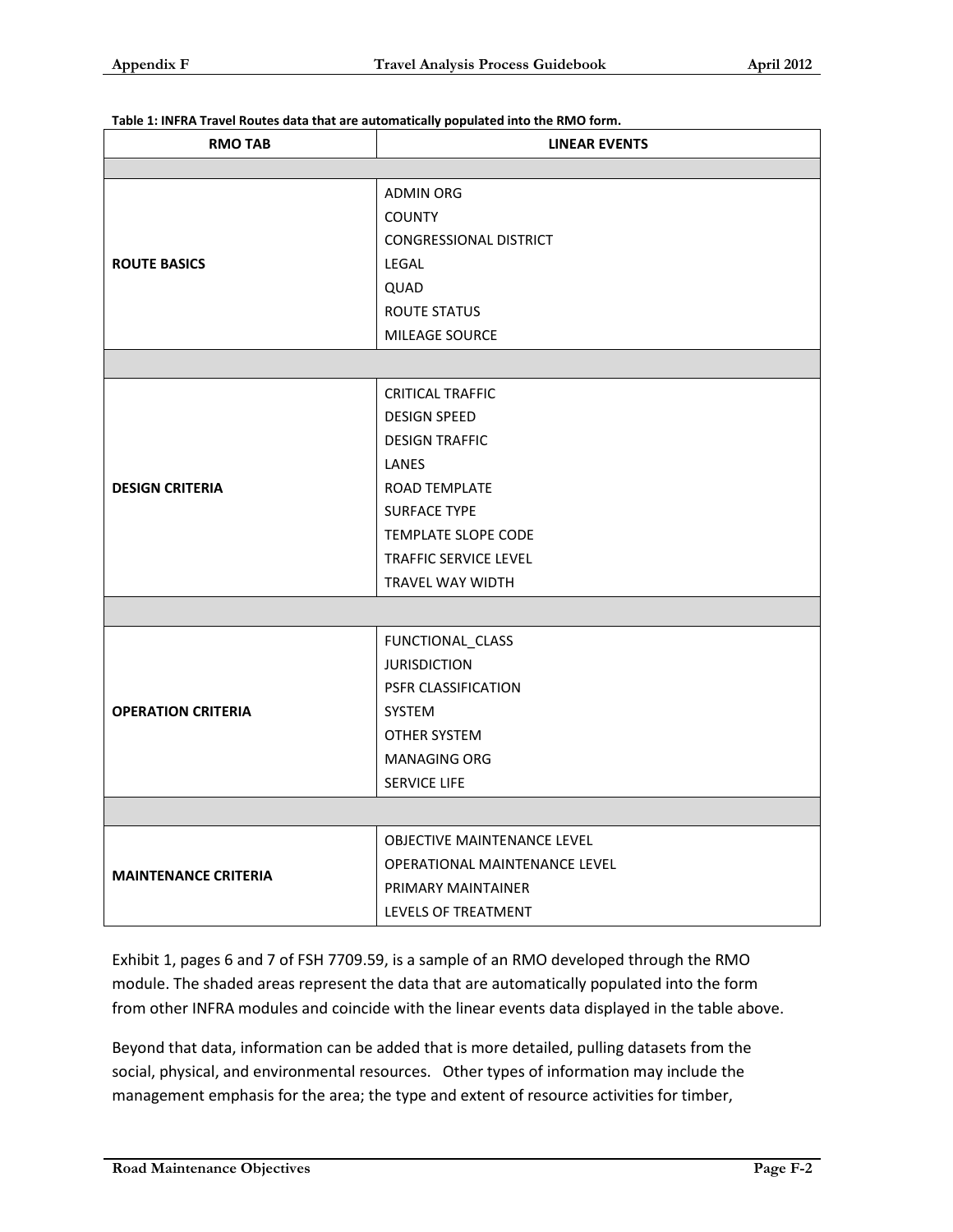**Table 1: INFRA Travel Routes data that are automatically populated into the RMO form.**

| RMO TAB | LINEAR EVENTS |
|---|---|
| ROUTE BASICS | ADMIN ORG<br>COUNTY<br>CONGRESSIONAL DISTRICT<br>LEGAL<br>QUAD<br>ROUTE STATUS<br>MILEAGE SOURCE |
| DESIGN CRITERIA | CRITICAL TRAFFIC<br>DESIGN SPEED<br>DESIGN TRAFFIC<br>LANES<br>ROAD TEMPLATE<br>SURFACE TYPE<br>TEMPLATE SLOPE CODE<br>TRAFFIC SERVICE LEVEL<br>TRAVEL WAY WIDTH |
| OPERATION CRITERIA | FUNCTIONAL_CLASS<br>JURISDICTION<br>PSFR CLASSIFICATION<br>SYSTEM<br>OTHER SYSTEM<br>MANAGING ORG<br>SERVICE LIFE |
| MAINTENANCE CRITERIA | OBJECTIVE MAINTENANCE LEVEL<br>OPERATIONAL MAINTENANCE LEVEL<br>PRIMARY MAINTAINER<br>LEVELS OF TREATMENT |

Exhibit 1, pages 6 and 7 of FSH 7709.59, is a sample of an RMO developed through the RMO module. The shaded areas represent the data that are automatically populated into the form from other INFRA modules and coincide with the linear events data displayed in the table above.

Beyond that data, information can be added that is more detailed, pulling datasets from the social, physical, and environmental resources. Other types of information may include the management emphasis for the area; the type and extent of resource activities for timber,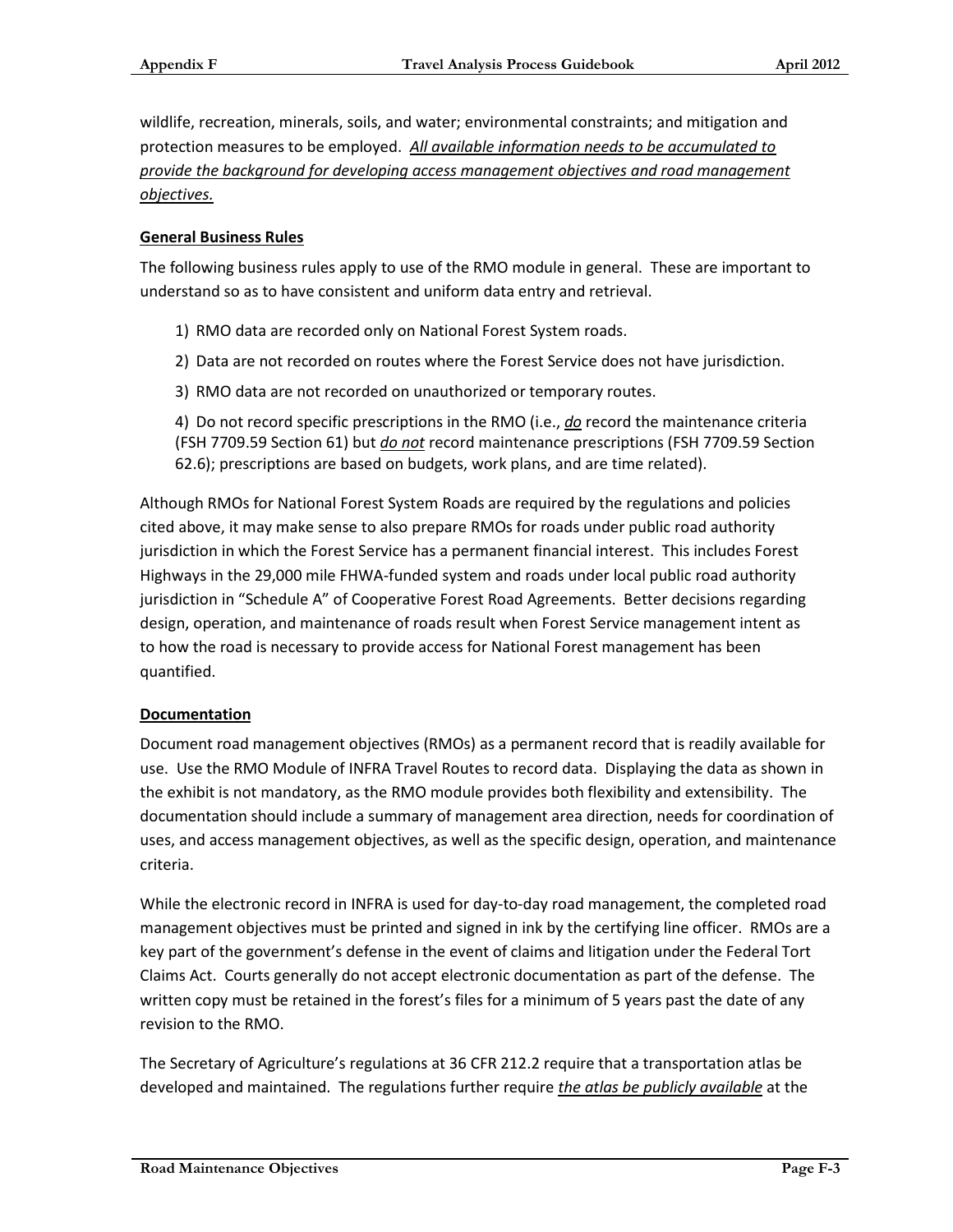wildlife, recreation, minerals, soils, and water; environmental constraints; and mitigation and protection measures to be employed. _**All available information needs to be accumulated to provide the background for developing access management objectives and road management objectives.**_

**General Business Rules**

The following business rules apply to use of the RMO module in general. These are important to understand so as to have consistent and uniform data entry and retrieval.

1) RMO data are recorded only on National Forest System roads.

2) Data are not recorded on routes where the Forest Service does not have jurisdiction.

3) RMO data are not recorded on unauthorized or temporary routes.

4) Do not record specific prescriptions in the RMO (i.e., _**do**_ record the maintenance criteria (FSH 7709.59 Section 61) but _**do not**_ record maintenance prescriptions (FSH 7709.59 Section 62.6); prescriptions are based on budgets, work plans, and are time related).

Although RMOs for National Forest System Roads are required by the regulations and policies cited above, it may make sense to also prepare RMOs for roads under public road authority jurisdiction in which the Forest Service has a permanent financial interest. This includes Forest Highways in the 29,000 mile FHWA-funded system and roads under local public road authority jurisdiction in "Schedule A" of Cooperative Forest Road Agreements. Better decisions regarding design, operation, and maintenance of roads result when Forest Service management intent as to how the road is necessary to provide access for National Forest management has been quantified.

**Documentation**

Document road management objectives (RMOs) as a permanent record that is readily available for use. Use the RMO Module of INFRA Travel Routes to record data. Displaying the data as shown in the exhibit is not mandatory, as the RMO module provides both flexibility and extensibility. The documentation should include a summary of management area direction, needs for coordination of uses, and access management objectives, as well as the specific design, operation, and maintenance criteria.

While the electronic record in INFRA is used for day-to-day road management, the completed road management objectives must be printed and signed in ink by the certifying line officer. RMOs are a key part of the government's defense in the event of claims and litigation under the Federal Tort Claims Act. Courts generally do not accept electronic documentation as part of the defense. The written copy must be retained in the forest's files for a minimum of 5 years past the date of any revision to the RMO.

The Secretary of Agriculture's regulations at 36 CFR 212.2 require that a transportation atlas be developed and maintained. The regulations further require _**the atlas be publicly available**_ at the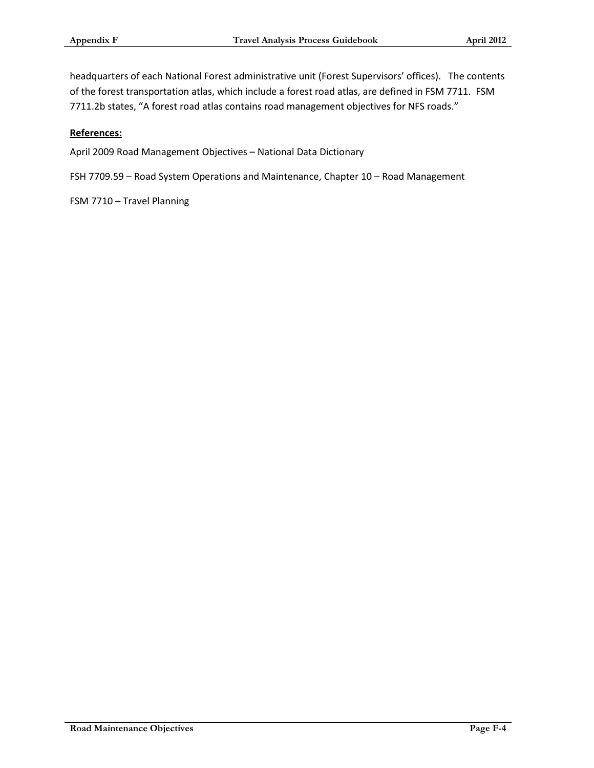headquarters of each National Forest administrative unit (Forest Supervisors' offices). The contents of the forest transportation atlas, which include a forest road atlas, are defined in FSM 7711. FSM 7711.2b states, "A forest road atlas contains road management objectives for NFS roads."

**References:**

April 2009 Road Management Objectives – National Data Dictionary

FSH 7709.59 – Road System Operations and Maintenance, Chapter 10 – Road Management

FSM 7710 – Travel Planning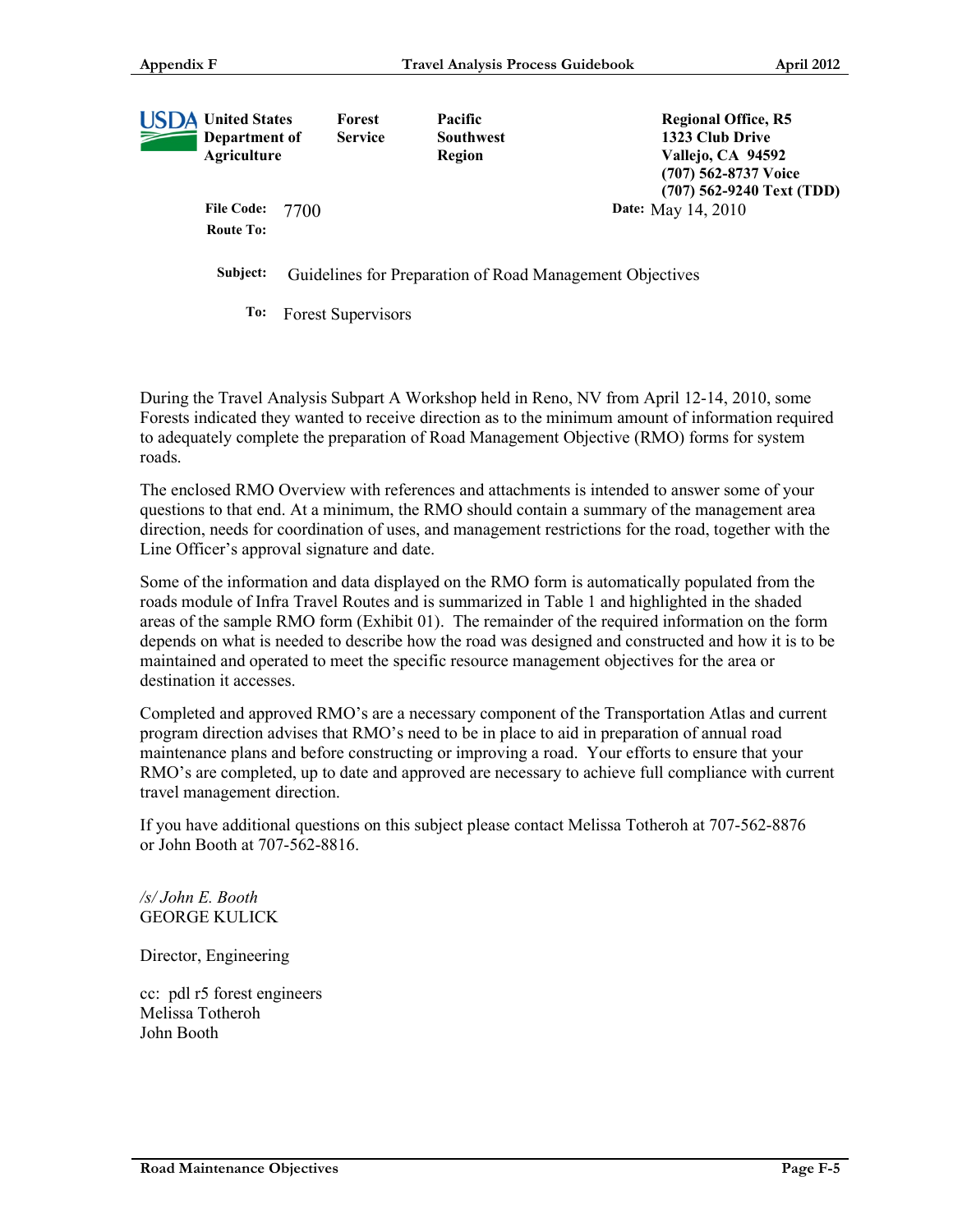**USDA** United States Department of Agriculture | Forest Service | Pacific Southwest Region

**Regional Office, R5**
**1323 Club Drive**
**Vallejo, CA 94592**
**(707) 562-8737 Voice**
**(707) 562-9240 Text (TDD)**

**File Code:** 7700 **Date:** May 14, 2010

**Route To:**

**Subject:** Guidelines for Preparation of Road Management Objectives

**To:** Forest Supervisors

During the Travel Analysis Subpart A Workshop held in Reno, NV from April 12-14, 2010, some Forests indicated they wanted to receive direction as to the minimum amount of information required to adequately complete the preparation of Road Management Objective (RMO) forms for system roads.

The enclosed RMO Overview with references and attachments is intended to answer some of your questions to that end. At a minimum, the RMO should contain a summary of the management area direction, needs for coordination of uses, and management restrictions for the road, together with the Line Officer's approval signature and date.

Some of the information and data displayed on the RMO form is automatically populated from the roads module of Infra Travel Routes and is summarized in Table 1 and highlighted in the shaded areas of the sample RMO form (Exhibit 01). The remainder of the required information on the form depends on what is needed to describe how the road was designed and constructed and how it is to be maintained and operated to meet the specific resource management objectives for the area or destination it accesses.

Completed and approved RMO's are a necessary component of the Transportation Atlas and current program direction advises that RMO's need to be in place to aid in preparation of annual road maintenance plans and before constructing or improving a road. Your efforts to ensure that your RMO's are completed, up to date and approved are necessary to achieve full compliance with current travel management direction.

If you have additional questions on this subject please contact Melissa Totheroh at 707-562-8876 or John Booth at 707-562-8816.

*/s/ John E. Booth*
GEORGE KULICK

Director, Engineering

cc: pdl r5 forest engineers
Melissa Totheroh
John Booth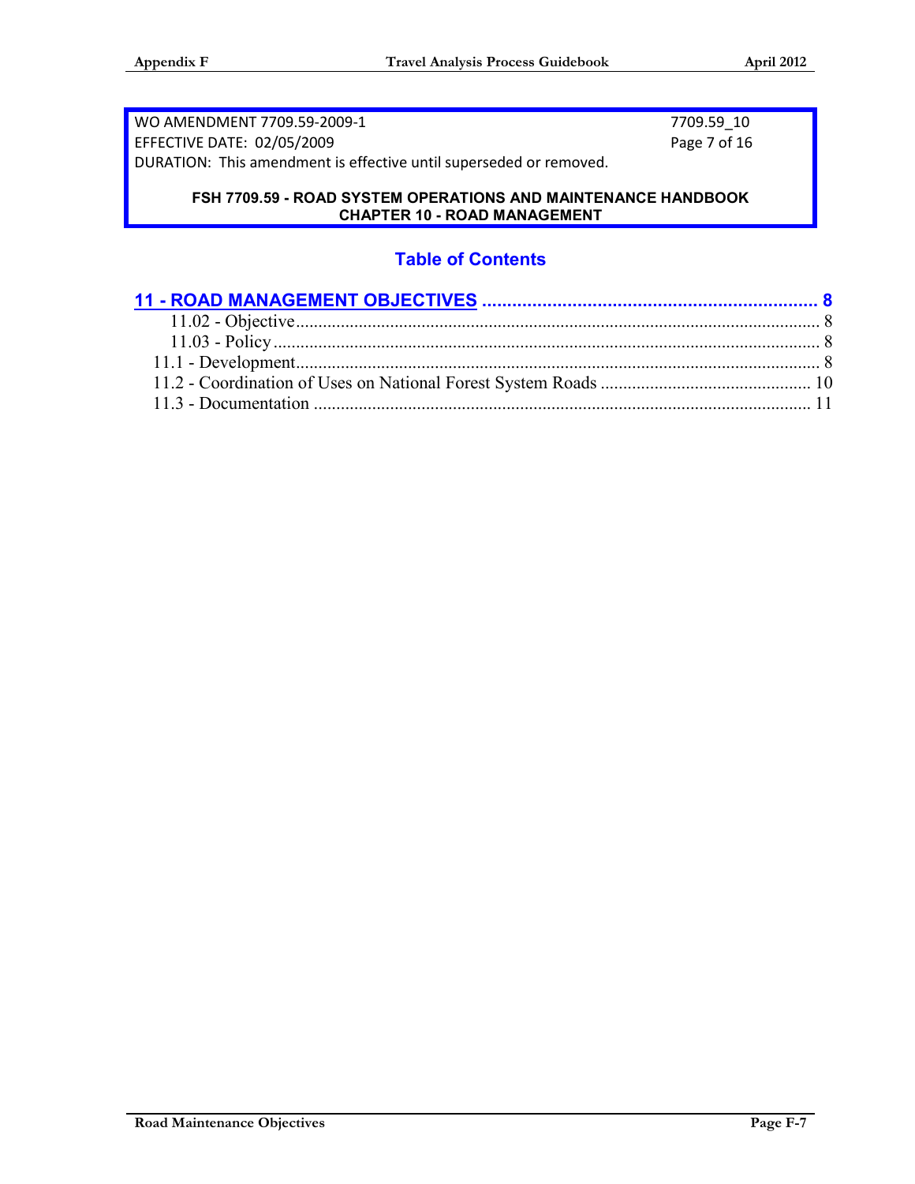WO AMENDMENT 7709.59-2009-1 | 7709.59_10
EFFECTIVE DATE: 02/05/2009 | Page 7 of 16
DURATION: This amendment is effective until superseded or removed.

**FSH 7709.59 - ROAD SYSTEM OPERATIONS AND MAINTENANCE HANDBOOK**
**CHAPTER 10 - ROAD MANAGEMENT**

## Table of Contents

**11 - ROAD MANAGEMENT OBJECTIVES .................................................................. 8**

- 11.02 - Objective .................................................................................................... 8
- 11.03 - Policy ......................................................................................................... 8
- 11.1 - Development ................................................................................................ 8
- 11.2 - Coordination of Uses on National Forest System Roads .............................................. 10
- 11.3 - Documentation .............................................................................................. 11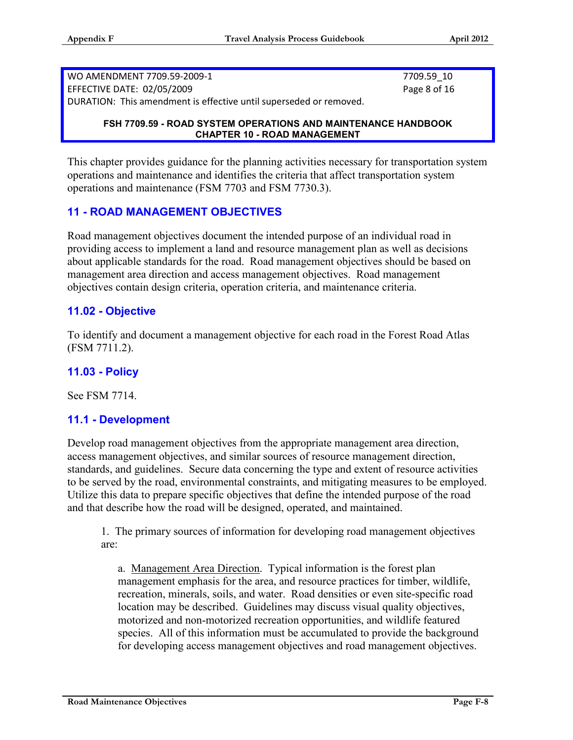WO AMENDMENT 7709.59-2009-1 7709.59_10
EFFECTIVE DATE: 02/05/2009 Page 8 of 16
DURATION: This amendment is effective until superseded or removed.

**FSH 7709.59 - ROAD SYSTEM OPERATIONS AND MAINTENANCE HANDBOOK**
**CHAPTER 10 - ROAD MANAGEMENT**

This chapter provides guidance for the planning activities necessary for transportation system operations and maintenance and identifies the criteria that affect transportation system operations and maintenance (FSM 7703 and FSM 7730.3).

## 11 - ROAD MANAGEMENT OBJECTIVES

Road management objectives document the intended purpose of an individual road in providing access to implement a land and resource management plan as well as decisions about applicable standards for the road. Road management objectives should be based on management area direction and access management objectives. Road management objectives contain design criteria, operation criteria, and maintenance criteria.

## 11.02 - Objective

To identify and document a management objective for each road in the Forest Road Atlas (FSM 7711.2).

## 11.03 - Policy

See FSM 7714.

## 11.1 - Development

Develop road management objectives from the appropriate management area direction, access management objectives, and similar sources of resource management direction, standards, and guidelines. Secure data concerning the type and extent of resource activities to be served by the road, environmental constraints, and mitigating measures to be employed. Utilize this data to prepare specific objectives that define the intended purpose of the road and that describe how the road will be designed, operated, and maintained.

1. The primary sources of information for developing road management objectives are:

   a. Management Area Direction. Typical information is the forest plan management emphasis for the area, and resource practices for timber, wildlife, recreation, minerals, soils, and water. Road densities or even site-specific road location may be described. Guidelines may discuss visual quality objectives, motorized and non-motorized recreation opportunities, and wildlife featured species. All of this information must be accumulated to provide the background for developing access management objectives and road management objectives.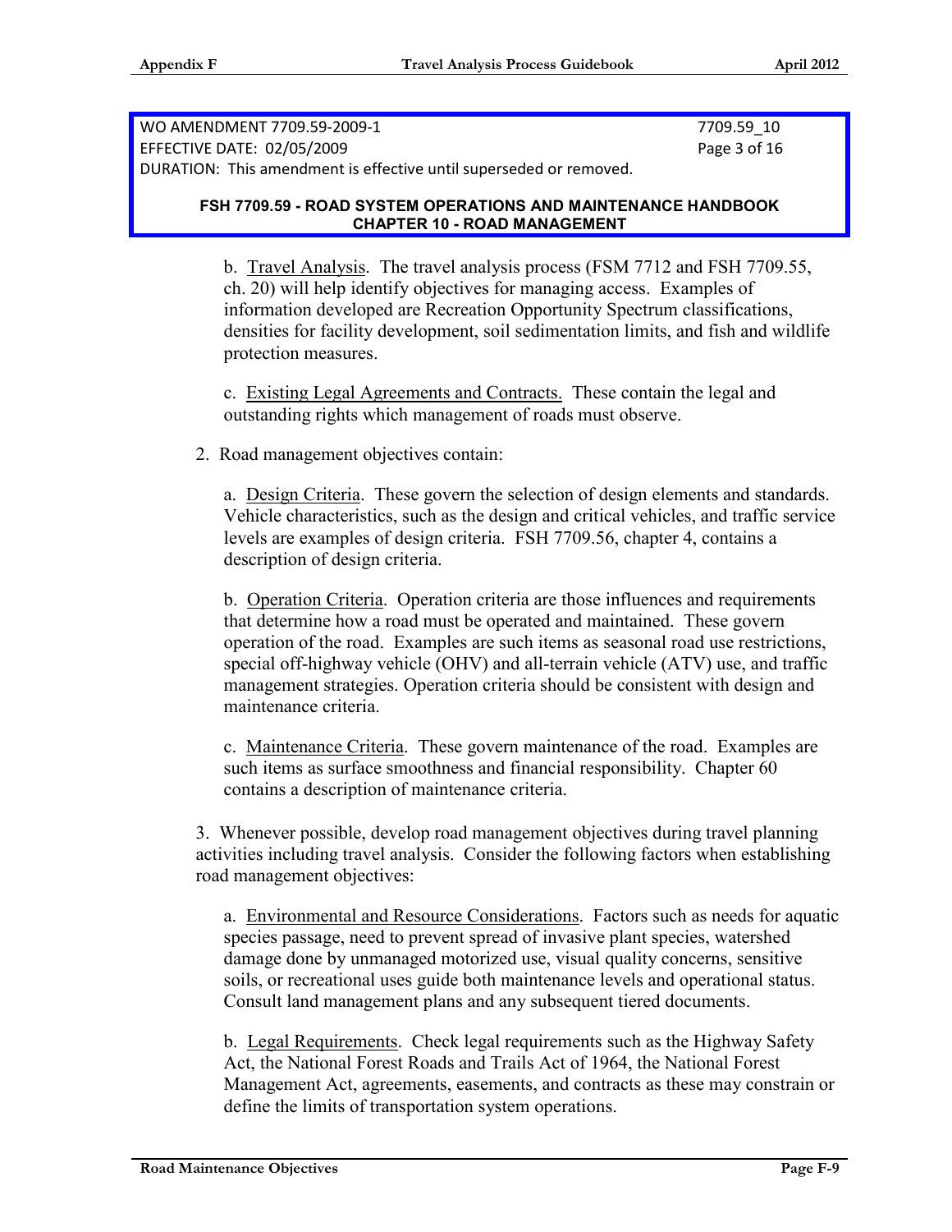WO AMENDMENT 7709.59-2009-1
EFFECTIVE DATE: 02/05/2009
DURATION: This amendment is effective until superseded or removed.

7709.59_10
Page 3 of 16

**FSH 7709.59 - ROAD SYSTEM OPERATIONS AND MAINTENANCE HANDBOOK**
**CHAPTER 10 - ROAD MANAGEMENT**

b. Travel Analysis. The travel analysis process (FSM 7712 and FSH 7709.55, ch. 20) will help identify objectives for managing access. Examples of information developed are Recreation Opportunity Spectrum classifications, densities for facility development, soil sedimentation limits, and fish and wildlife protection measures.

c. Existing Legal Agreements and Contracts. These contain the legal and outstanding rights which management of roads must observe.

2. Road management objectives contain:

a. Design Criteria. These govern the selection of design elements and standards. Vehicle characteristics, such as the design and critical vehicles, and traffic service levels are examples of design criteria. FSH 7709.56, chapter 4, contains a description of design criteria.

b. Operation Criteria. Operation criteria are those influences and requirements that determine how a road must be operated and maintained. These govern operation of the road. Examples are such items as seasonal road use restrictions, special off-highway vehicle (OHV) and all-terrain vehicle (ATV) use, and traffic management strategies. Operation criteria should be consistent with design and maintenance criteria.

c. Maintenance Criteria. These govern maintenance of the road. Examples are such items as surface smoothness and financial responsibility. Chapter 60 contains a description of maintenance criteria.

3. Whenever possible, develop road management objectives during travel planning activities including travel analysis. Consider the following factors when establishing road management objectives:

a. Environmental and Resource Considerations. Factors such as needs for aquatic species passage, need to prevent spread of invasive plant species, watershed damage done by unmanaged motorized use, visual quality concerns, sensitive soils, or recreational uses guide both maintenance levels and operational status. Consult land management plans and any subsequent tiered documents.

b. Legal Requirements. Check legal requirements such as the Highway Safety Act, the National Forest Roads and Trails Act of 1964, the National Forest Management Act, agreements, easements, and contracts as these may constrain or define the limits of transportation system operations.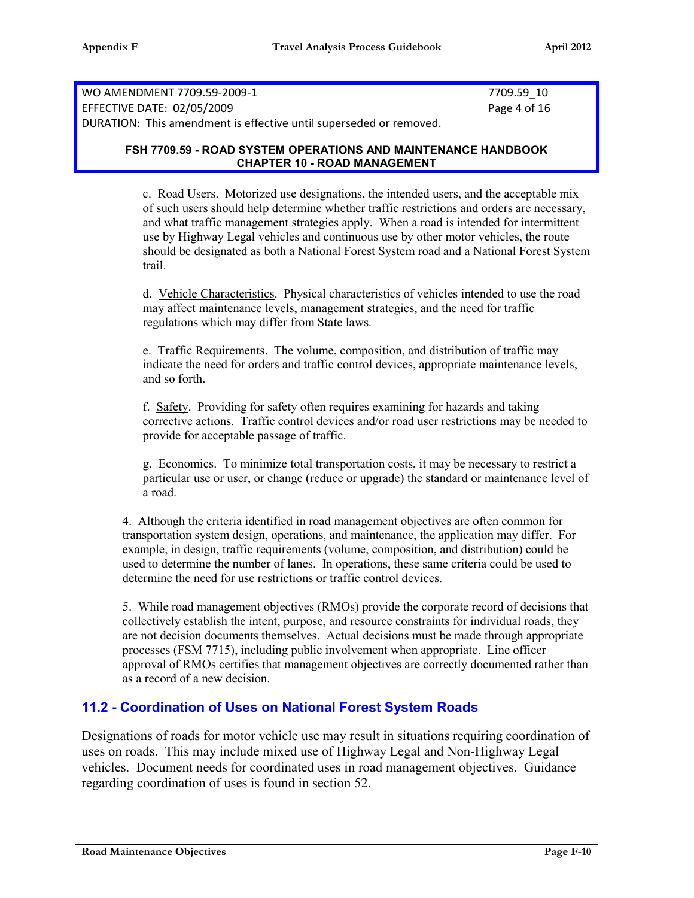WO AMENDMENT 7709.59-2009-1
EFFECTIVE DATE: 02/05/2009
DURATION: This amendment is effective until superseded or removed.

7709.59_10
Page 4 of 16

**FSH 7709.59 - ROAD SYSTEM OPERATIONS AND MAINTENANCE HANDBOOK**
**CHAPTER 10 - ROAD MANAGEMENT**

c. Road Users. Motorized use designations, the intended users, and the acceptable mix of such users should help determine whether traffic restrictions and orders are necessary, and what traffic management strategies apply. When a road is intended for intermittent use by Highway Legal vehicles and continuous use by other motor vehicles, the route should be designated as both a National Forest System road and a National Forest System trail.

d. Vehicle Characteristics. Physical characteristics of vehicles intended to use the road may affect maintenance levels, management strategies, and the need for traffic regulations which may differ from State laws.

e. Traffic Requirements. The volume, composition, and distribution of traffic may indicate the need for orders and traffic control devices, appropriate maintenance levels, and so forth.

f. Safety. Providing for safety often requires examining for hazards and taking corrective actions. Traffic control devices and/or road user restrictions may be needed to provide for acceptable passage of traffic.

g. Economics. To minimize total transportation costs, it may be necessary to restrict a particular use or user, or change (reduce or upgrade) the standard or maintenance level of a road.

4. Although the criteria identified in road management objectives are often common for transportation system design, operations, and maintenance, the application may differ. For example, in design, traffic requirements (volume, composition, and distribution) could be used to determine the number of lanes. In operations, these same criteria could be used to determine the need for use restrictions or traffic control devices.

5. While road management objectives (RMOs) provide the corporate record of decisions that collectively establish the intent, purpose, and resource constraints for individual roads, they are not decision documents themselves. Actual decisions must be made through appropriate processes (FSM 7715), including public involvement when appropriate. Line officer approval of RMOs certifies that management objectives are correctly documented rather than as a record of a new decision.

## 11.2 - Coordination of Uses on National Forest System Roads

Designations of roads for motor vehicle use may result in situations requiring coordination of uses on roads. This may include mixed use of Highway Legal and Non-Highway Legal vehicles. Document needs for coordinated uses in road management objectives. Guidance regarding coordination of uses is found in section 52.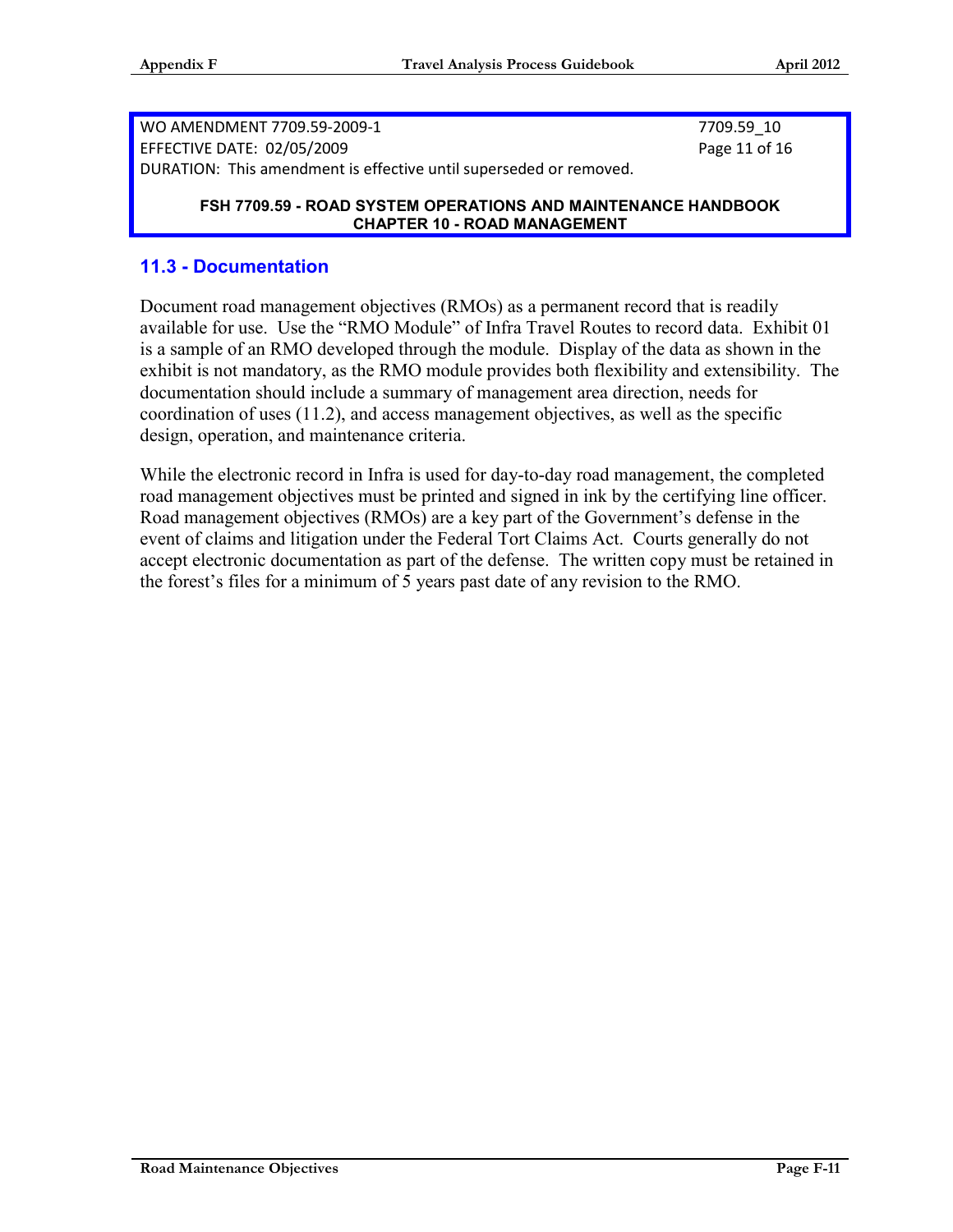WO AMENDMENT 7709.59-2009-1 7709.59_10
EFFECTIVE DATE: 02/05/2009 Page 11 of 16
DURATION: This amendment is effective until superseded or removed.

**FSH 7709.59 - ROAD SYSTEM OPERATIONS AND MAINTENANCE HANDBOOK**
**CHAPTER 10 - ROAD MANAGEMENT**

## 11.3 - Documentation

Document road management objectives (RMOs) as a permanent record that is readily available for use. Use the "RMO Module" of Infra Travel Routes to record data. Exhibit 01 is a sample of an RMO developed through the module. Display of the data as shown in the exhibit is not mandatory, as the RMO module provides both flexibility and extensibility. The documentation should include a summary of management area direction, needs for coordination of uses (11.2), and access management objectives, as well as the specific design, operation, and maintenance criteria.

While the electronic record in Infra is used for day-to-day road management, the completed road management objectives must be printed and signed in ink by the certifying line officer. Road management objectives (RMOs) are a key part of the Government's defense in the event of claims and litigation under the Federal Tort Claims Act. Courts generally do not accept electronic documentation as part of the defense. The written copy must be retained in the forest's files for a minimum of 5 years past date of any revision to the RMO.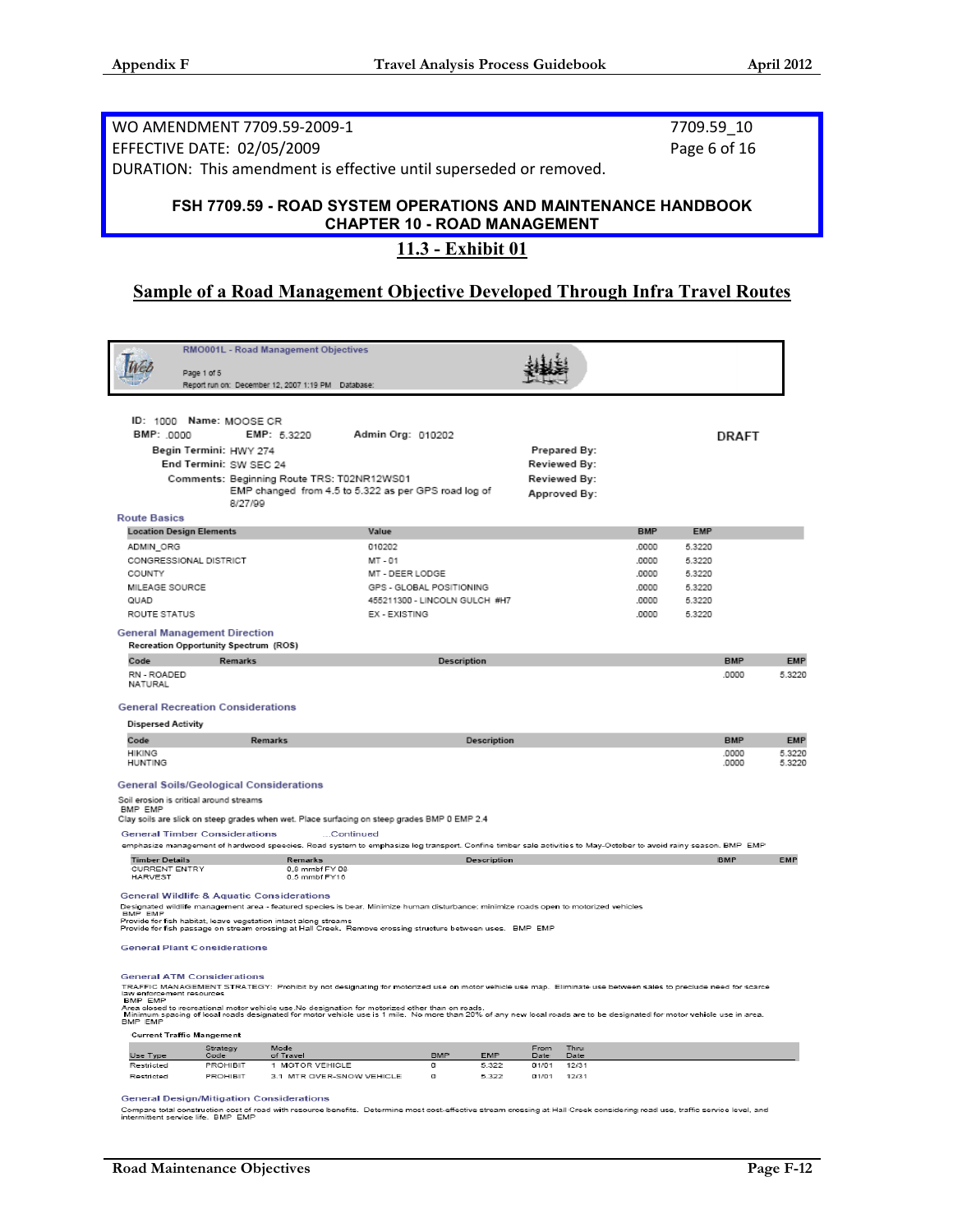WO AMENDMENT 7709.59-2009-1
EFFECTIVE DATE: 02/05/2009
DURATION: This amendment is effective until superseded or removed.

7709.59_10
Page 6 of 16

**FSH 7709.59 - ROAD SYSTEM OPERATIONS AND MAINTENANCE HANDBOOK**
**CHAPTER 10 - ROAD MANAGEMENT**

## 11.3 - Exhibit 01

## Sample of a Road Management Objective Developed Through Infra Travel Routes

RMO001L - Road Management Objectives
Page 1 of 5
Report run on: December 12, 2007 1:19 PM Database:

ID: 1000 Name: MOOSE CR
BMP: .0000 EMP: 5.3220 Admin Org: 010202

DRAFT

Begin Termini: HWY 274
End Termini: SW SEC 24
Comments: Beginning Route TRS: T02NR12WS01
EMP changed from 4.5 to 5.322 as per GPS road log of 8/27/99

Prepared By:
Reviewed By:
Reviewed By:
Approved By:

**Route Basics**

| Location Design Elements | Value | BMP | EMP |
|---|---|---|---|
| ADMIN_ORG | 010202 | .0000 | 5.3220 |
| CONGRESSIONAL DISTRICT | MT - 01 | .0000 | 5.3220 |
| COUNTY | MT - DEER LODGE | .0000 | 5.3220 |
| MILEAGE SOURCE | GPS - GLOBAL POSITIONING | .0000 | 5.3220 |
| QUAD | 455211300 - LINCOLN GULCH #H7 | .0000 | 5.3220 |
| ROUTE STATUS | EX - EXISTING | .0000 | 5.3220 |

**General Management Direction**

Recreation Opportunity Spectrum (ROS)

| Code | Remarks | Description | BMP | EMP |
|---|---|---|---|---|
| RN - ROADED NATURAL | | | .0000 | 5.3220 |

**General Recreation Considerations**

Dispersed Activity

| Code | Remarks | Description | BMP | EMP |
|---|---|---|---|---|
| HIKING | | | .0000 | 5.3220 |
| HUNTING | | | .0000 | 5.3220 |

**General Soils/Geological Considerations**

Soil erosion is critical around streams
BMP EMP
Clay soils are slick on steep grades when wet. Place surfacing on steep grades BMP 0 EMP 2.4

**General Timber Considerations** ...Continued

emphasize management of hardwood species. Road system to emphasize log transport. Confine timber sale activities to May-October to avoid rainy season. BMP EMP

| Timber Details | Remarks | Description | BMP | EMP |
|---|---|---|---|---|
| CURRENT ENTRY | 0.8 mmbf FY 08 | | | |
| HARVEST | 0.5 mmbf FY16 | | | |

**General Wildlife & Aquatic Considerations**

Designated wildlife management area - featured species is bear. Minimize human disturbance; minimize roads open to motorized vehicles
BMP EMP
Provide for fish habitat, leave vegetation intact along streams
Provide for fish passage on stream crossing at Hall Creek. Remove crossing structure between uses. BMP EMP

**General Plant Considerations**

**General ATM Considerations**

TRAFFIC MANAGEMENT STRATEGY: Prohibit by not designating for motorized use on motor vehicle use map. Eliminate use between sales to preclude need for scarce law enforcement resources
BMP EMP
Area closed to recreational motor vehicle use.No designation for motorized other than on roads.
Minimum spacing of local roads designated for motor vehicle use is 1 mile. No more than 20% of any new local roads are to be designated for motor vehicle use in area.
BMP EMP

Current Traffic Mangement

| Use Type | Strategy Code | Mode of Travel | BMP | EMP | From Date | Thru Date |
|---|---|---|---|---|---|---|
| Restricted | PROHIBIT | 1 MOTOR VEHICLE | 0 | 5.322 | 01/01 | 12/31 |
| Restricted | PROHIBIT | 3.1 MTR OVER-SNOW VEHICLE | 0 | 5.322 | 01/01 | 12/31 |

**General Design/Mitigation Considerations**

Compare total construction cost of road with resource benefits. Determine most cost-effective stream crossing at Hall Creek considering road use, traffic service level, and intermittent service life. BMP EMP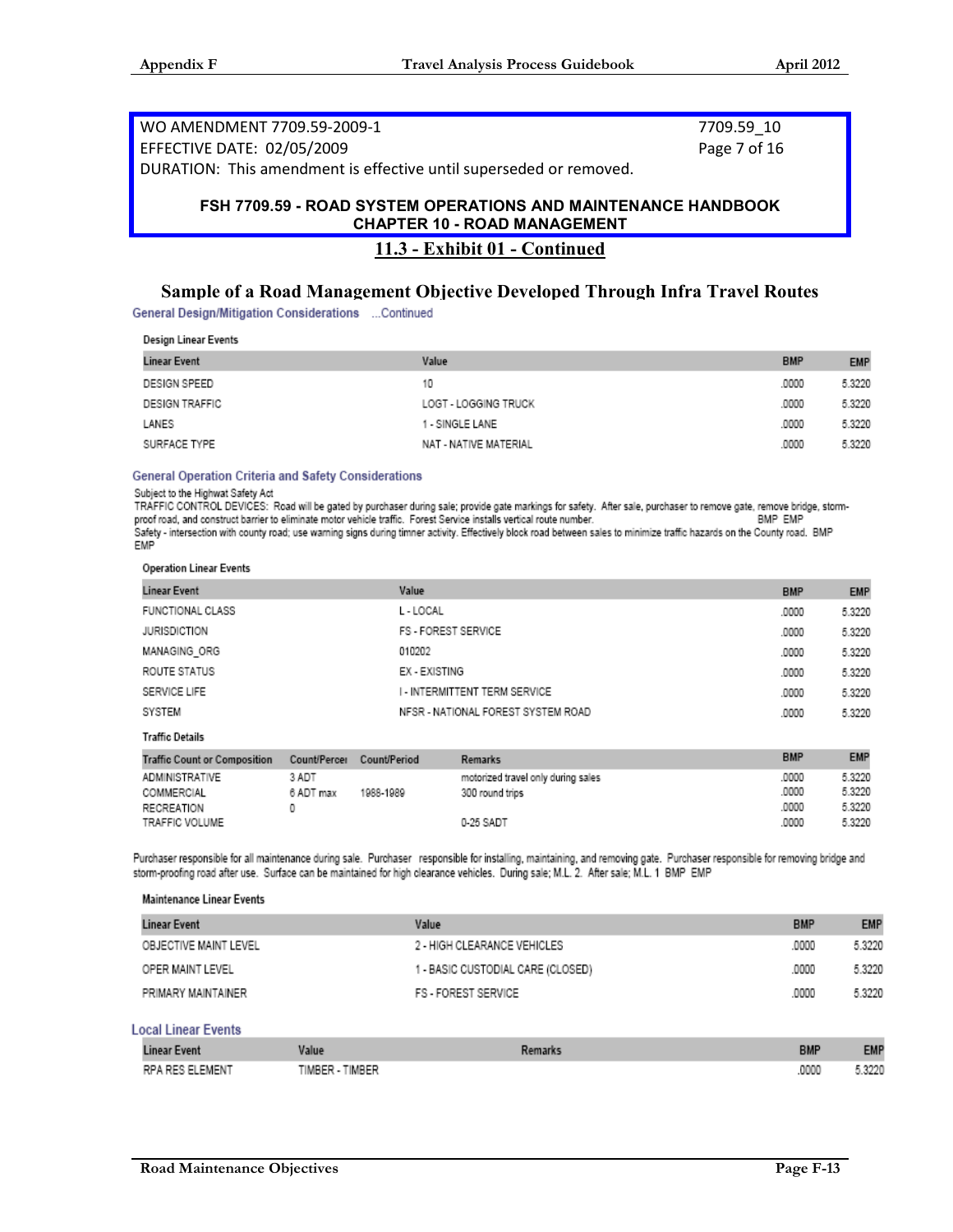WO AMENDMENT 7709.59-2009-1
EFFECTIVE DATE: 02/05/2009
DURATION: This amendment is effective until superseded or removed.

7709.59_10
Page 7 of 16

**FSH 7709.59 - ROAD SYSTEM OPERATIONS AND MAINTENANCE HANDBOOK**
**CHAPTER 10 - ROAD MANAGEMENT**

## 11.3 - Exhibit 01 - Continued

### Sample of a Road Management Objective Developed Through Infra Travel Routes

General Design/Mitigation Considerations ...Continued

Design Linear Events

| Linear Event | Value | BMP | EMP |
|---|---|---|---|
| DESIGN SPEED | 10 | .0000 | 5.3220 |
| DESIGN TRAFFIC | LOGT - LOGGING TRUCK | .0000 | 5.3220 |
| LANES | 1 - SINGLE LANE | .0000 | 5.3220 |
| SURFACE TYPE | NAT - NATIVE MATERIAL | .0000 | 5.3220 |

General Operation Criteria and Safety Considerations

Subject to the Highwat Safety Act
TRAFFIC CONTROL DEVICES: Road will be gated by purchaser during sale; provide gate markings for safety. After sale, purchaser to remove gate, remove bridge, storm-proof road, and construct barrier to eliminate motor vehicle traffic. Forest Service installs vertical route number. BMP EMP
Safety - intersection with county road; use warning signs during timner activity. Effectively block road between sales to minimize traffic hazards on the County road. BMP EMP

Operation Linear Events

| Linear Event | Value | BMP | EMP |
|---|---|---|---|
| FUNCTIONAL CLASS | L - LOCAL | .0000 | 5.3220 |
| JURISDICTION | FS - FOREST SERVICE | .0000 | 5.3220 |
| MANAGING_ORG | 010202 | .0000 | 5.3220 |
| ROUTE STATUS | EX - EXISTING | .0000 | 5.3220 |
| SERVICE LIFE | I - INTERMITTENT TERM SERVICE | .0000 | 5.3220 |
| SYSTEM | NFSR - NATIONAL FOREST SYSTEM ROAD | .0000 | 5.3220 |

Traffic Details

| Traffic Count or Composition | Count/Percer | Count/Period | Remarks | BMP | EMP |
|---|---|---|---|---|---|
| ADMINISTRATIVE | 3 ADT | | motorized travel only during sales | .0000 | 5.3220 |
| COMMERCIAL | 6 ADT max | 1988-1989 | 300 round trips | .0000 | 5.3220 |
| RECREATION | 0 | | | .0000 | 5.3220 |
| TRAFFIC VOLUME | | | 0-25 SADT | .0000 | 5.3220 |

Purchaser responsible for all maintenance during sale. Purchaser responsible for installing, maintaining, and removing gate. Purchaser responsible for removing bridge and storm-proofing road after use. Surface can be maintained for high clearance vehicles. During sale; M.L. 2. After sale; M.L. 1 BMP EMP

Maintenance Linear Events

| Linear Event | Value | BMP | EMP |
|---|---|---|---|
| OBJECTIVE MAINT LEVEL | 2 - HIGH CLEARANCE VEHICLES | .0000 | 5.3220 |
| OPER MAINT LEVEL | 1 - BASIC CUSTODIAL CARE (CLOSED) | .0000 | 5.3220 |
| PRIMARY MAINTAINER | FS - FOREST SERVICE | .0000 | 5.3220 |

Local Linear Events

| Linear Event | Value | Remarks | BMP | EMP |
|---|---|---|---|---|
| RPA RES ELEMENT | TIMBER - TIMBER | | .0000 | 5.3220 |